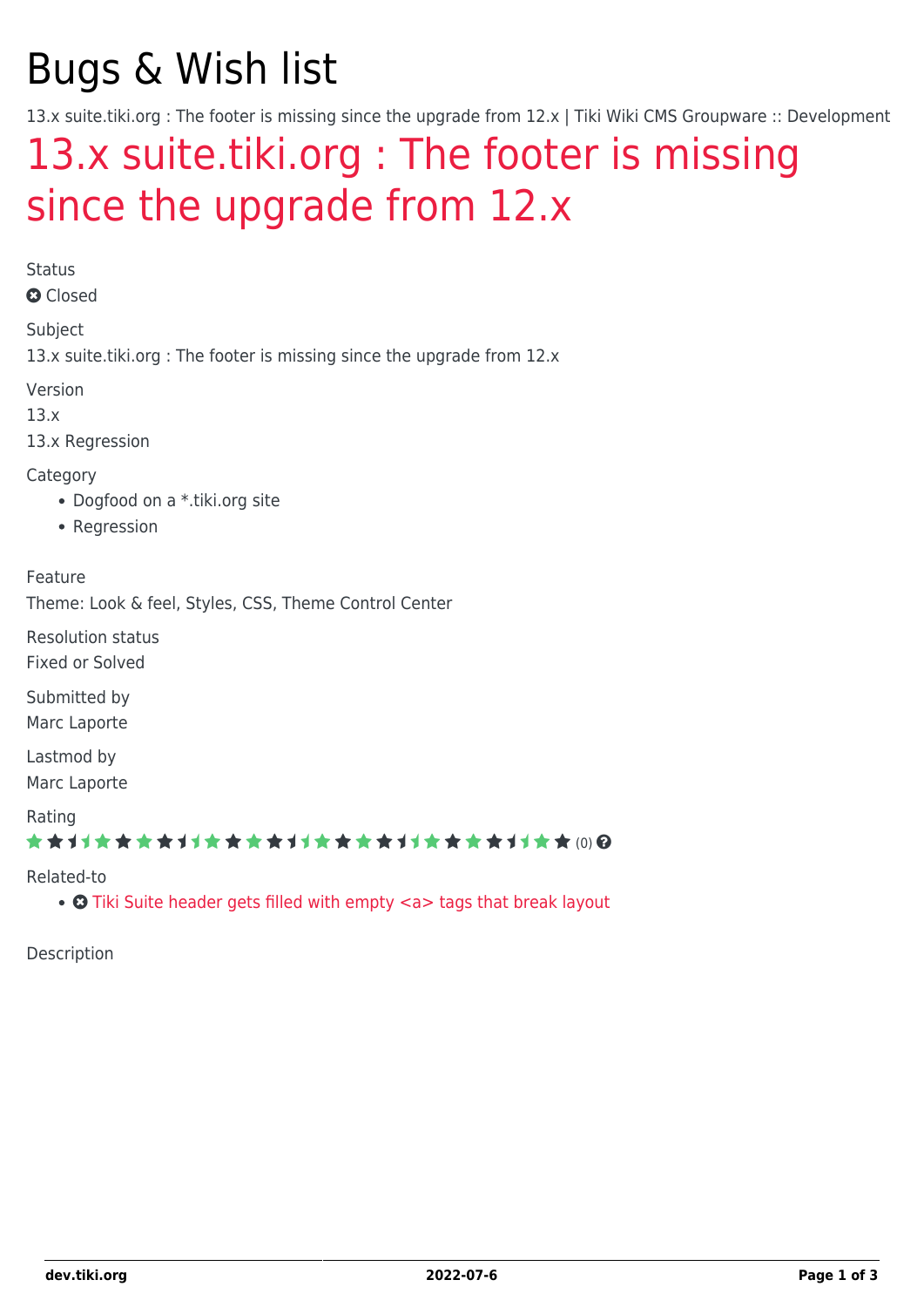# Bugs & Wish list

13.x suite.tiki.org : The footer is missing since the upgrade from 12.x | Tiki Wiki CMS Groupware :: Development

## 13.x suite.tiki.org : The footer is missing since the upgrade from 12.x

Status

Closed

Subject

13.x suite.tiki.org : The footer is missing since the upgrade from 12.x

Version

13.x

13.x Regression

Category

- Dogfood on a *.tiki.org site
- Regression

Feature

Theme: Look & feel, Styles, CSS, Theme Control Center

Resolution status

Fixed or Solved

Submitted by

Marc Laporte

Lastmod by

Marc Laporte

Rating

(0)

Related-to

- Tiki Suite header gets filled with empty <a> tags that break layout

Description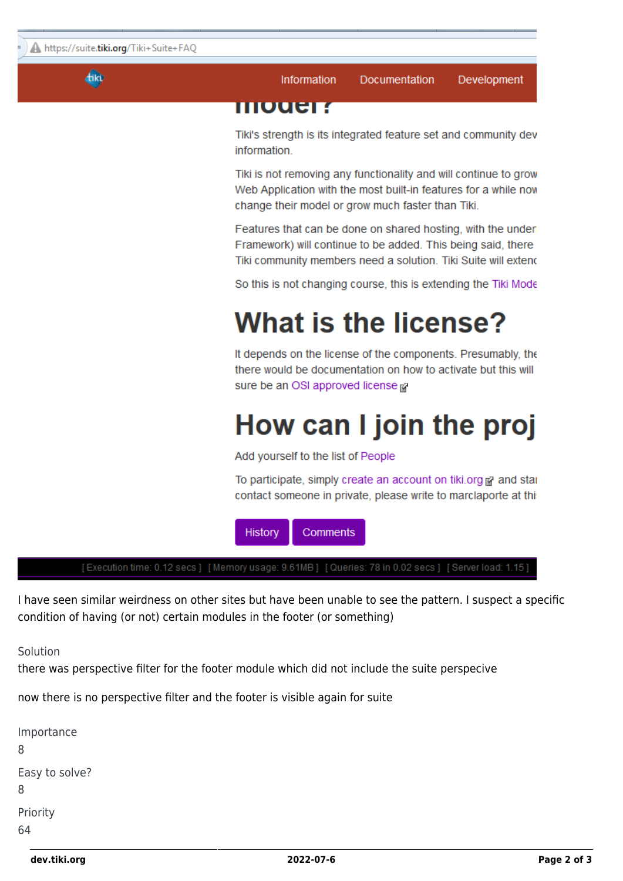I have seen similar weirdness on other sites but have been unable to see the pattern. I suspect a specific condition of having (or not) certain modules in the footer (or something)

Solution

there was perspective filter for the footer module which did not include the suite perspecive

now there is no perspective filter and the footer is visible again for suite

Importance

8

Easy to solve?

8

Priority

64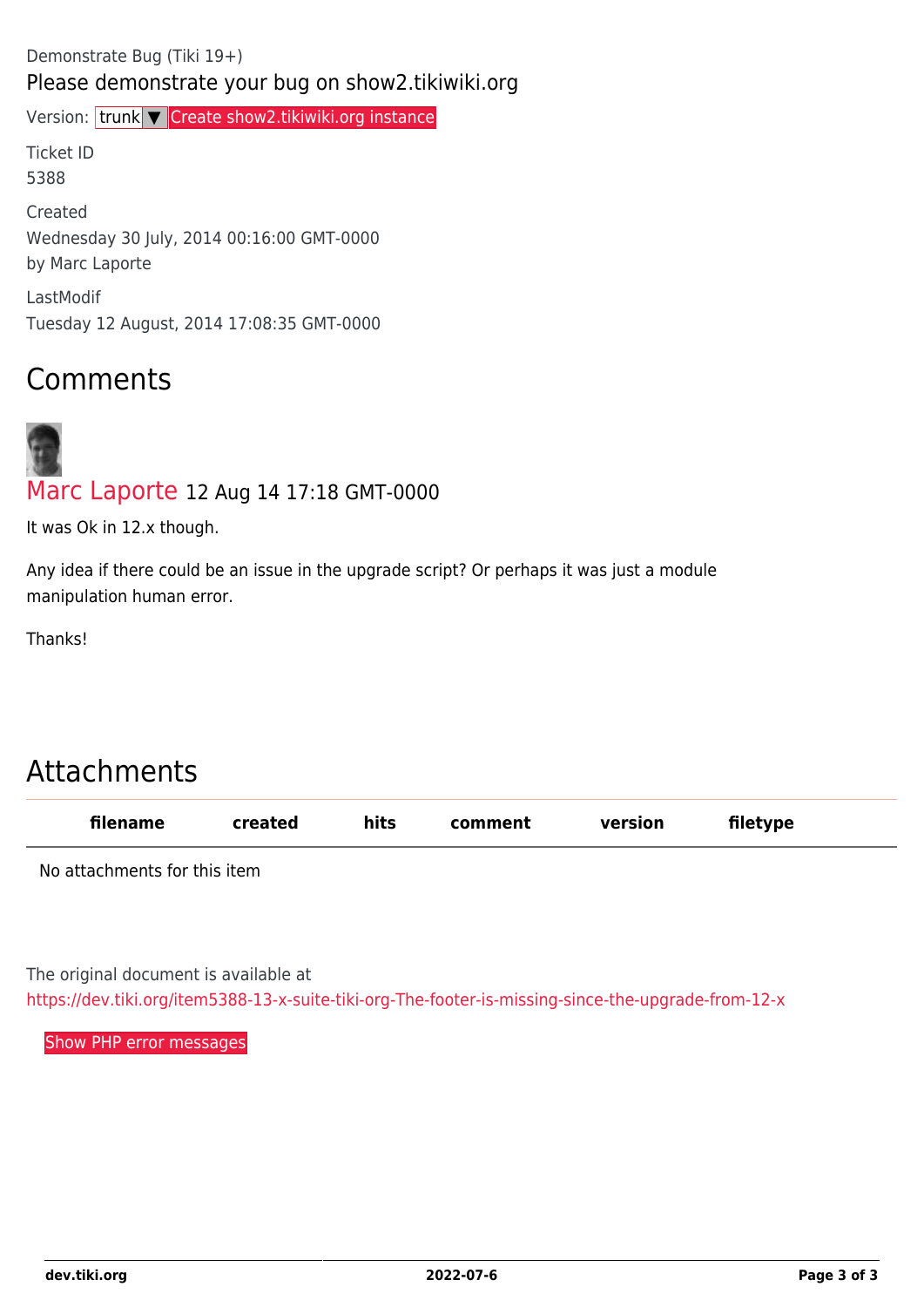Demonstrate Bug (Tiki 19+)

Please demonstrate your bug on show2.tikiwiki.org

Version: trunk ▼ Create show2.tikiwiki.org instance

Ticket ID

5388

Created

Wednesday 30 July, 2014 00:16:00 GMT-0000

by Marc Laporte

LastModif

Tuesday 12 August, 2014 17:08:35 GMT-0000

## Comments

Marc Laporte 12 Aug 14 17:18 GMT-0000

It was Ok in 12.x though.

Any idea if there could be an issue in the upgrade script? Or perhaps it was just a module manipulation human error.

Thanks!

## Attachments

| filename | created | hits | comment | version | filetype |
|---|---|---|---|---|---|
| No attachments for this item | | | | | |

The original document is available at

https://dev.tiki.org/item5388-13-x-suite-tiki-org-The-footer-is-missing-since-the-upgrade-from-12-x

Show PHP error messages